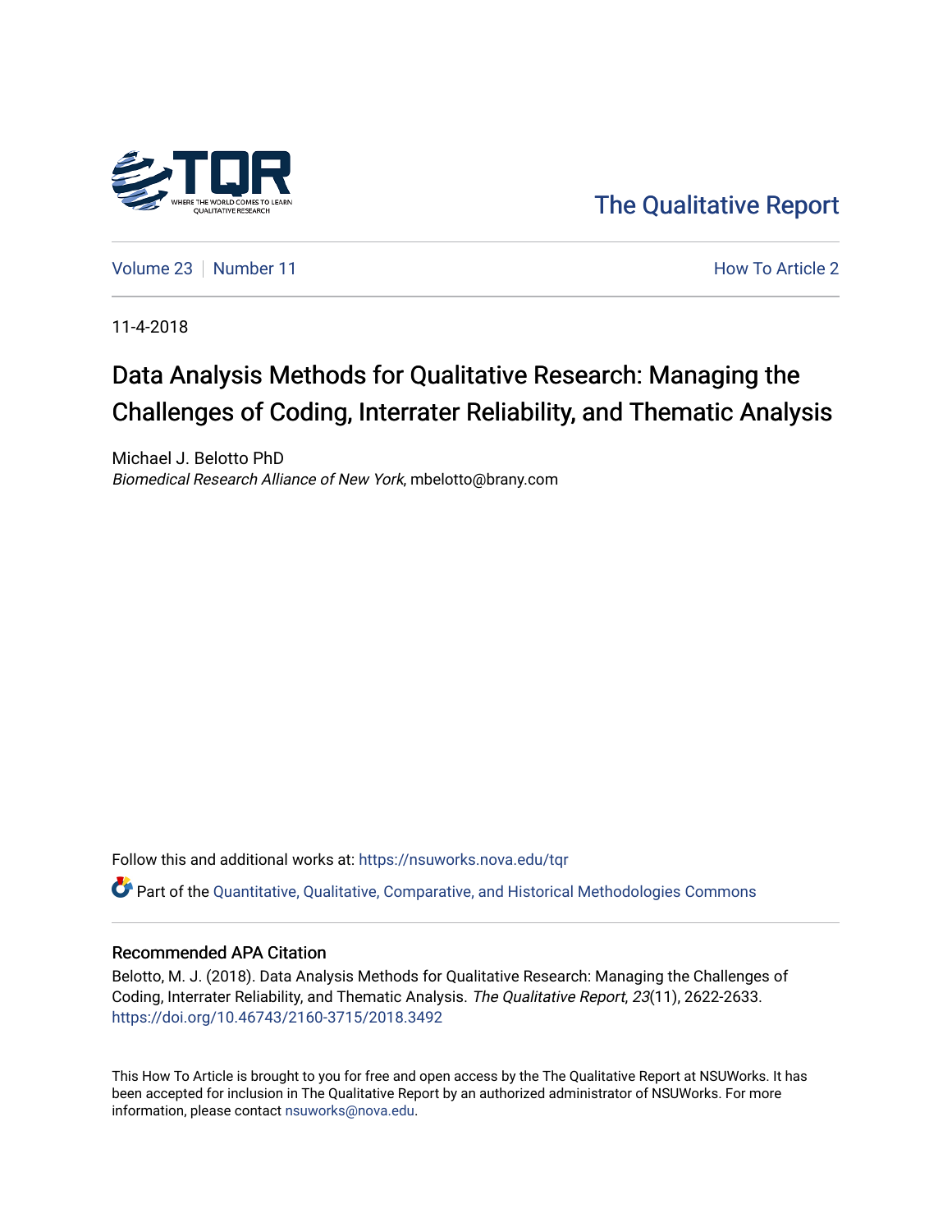The Qualitative Report

Volume 23 | Number 11

How To Article 2

11-4-2018

# Data Analysis Methods for Qualitative Research: Managing the Challenges of Coding, Interrater Reliability, and Thematic Analysis

Michael J. Belotto PhD
*Biomedical Research Alliance of New York*, mbelotto@brany.com

Follow this and additional works at: https://nsuworks.nova.edu/tqr

Part of the Quantitative, Qualitative, Comparative, and Historical Methodologies Commons

## Recommended APA Citation

Belotto, M. J. (2018). Data Analysis Methods for Qualitative Research: Managing the Challenges of Coding, Interrater Reliability, and Thematic Analysis. *The Qualitative Report*, *23*(11), 2622-2633. https://doi.org/10.46743/2160-3715/2018.3492

This How To Article is brought to you for free and open access by the The Qualitative Report at NSUWorks. It has been accepted for inclusion in The Qualitative Report by an authorized administrator of NSUWorks. For more information, please contact nsuworks@nova.edu.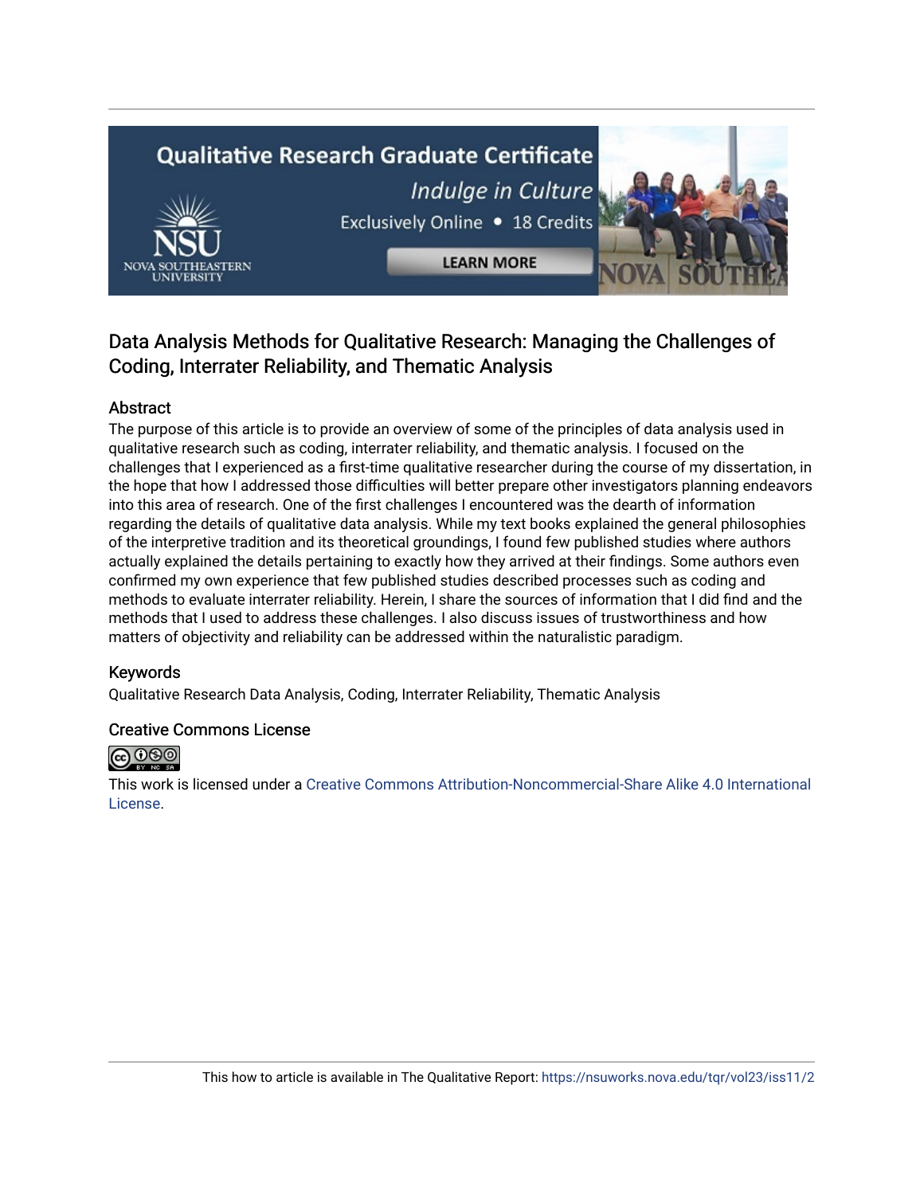# Data Analysis Methods for Qualitative Research: Managing the Challenges of Coding, Interrater Reliability, and Thematic Analysis

## Abstract

The purpose of this article is to provide an overview of some of the principles of data analysis used in qualitative research such as coding, interrater reliability, and thematic analysis. I focused on the challenges that I experienced as a first-time qualitative researcher during the course of my dissertation, in the hope that how I addressed those difficulties will better prepare other investigators planning endeavors into this area of research. One of the first challenges I encountered was the dearth of information regarding the details of qualitative data analysis. While my text books explained the general philosophies of the interpretive tradition and its theoretical groundings, I found few published studies where authors actually explained the details pertaining to exactly how they arrived at their findings. Some authors even confirmed my own experience that few published studies described processes such as coding and methods to evaluate interrater reliability. Herein, I share the sources of information that I did find and the methods that I used to address these challenges. I also discuss issues of trustworthiness and how matters of objectivity and reliability can be addressed within the naturalistic paradigm.

## Keywords

Qualitative Research Data Analysis, Coding, Interrater Reliability, Thematic Analysis

## Creative Commons License

This work is licensed under a Creative Commons Attribution-Noncommercial-Share Alike 4.0 International License.

This how to article is available in The Qualitative Report: https://nsuworks.nova.edu/tqr/vol23/iss11/2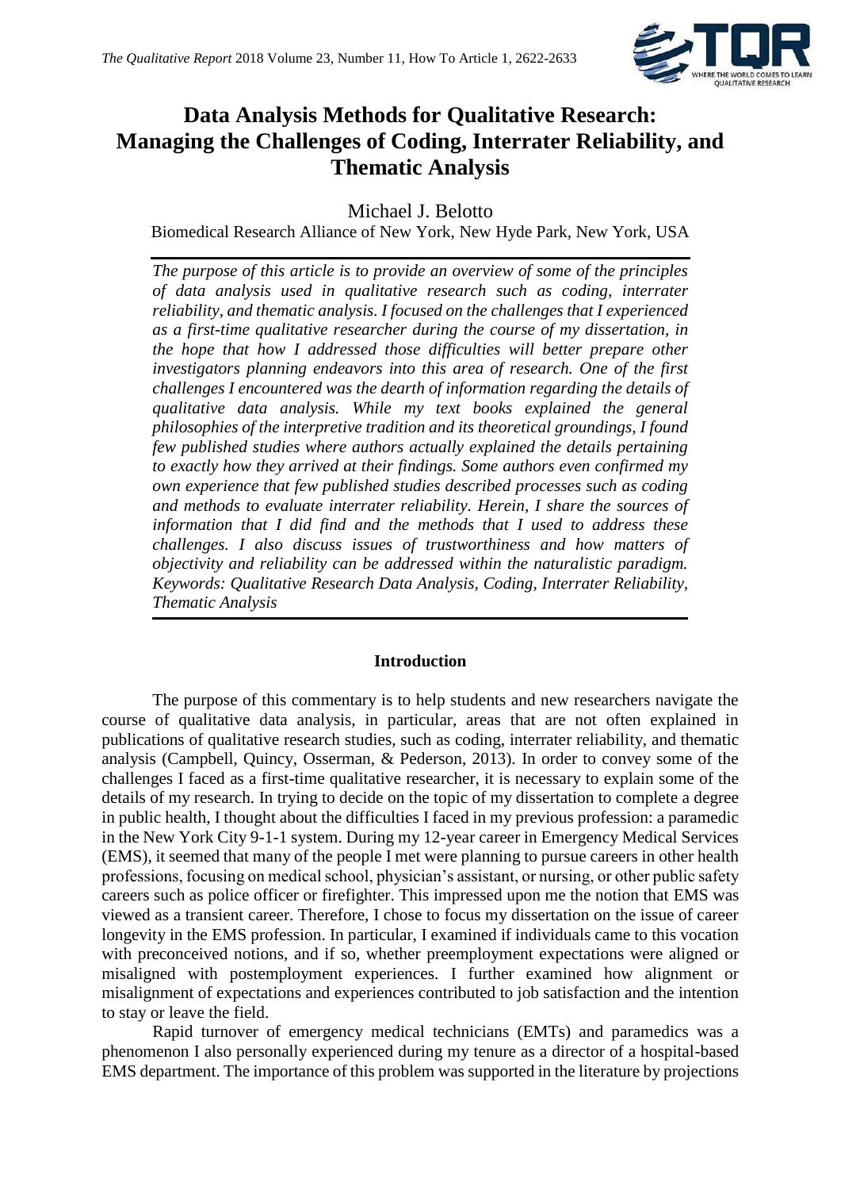# Data Analysis Methods for Qualitative Research: Managing the Challenges of Coding, Interrater Reliability, and Thematic Analysis

Michael J. Belotto

Biomedical Research Alliance of New York, New Hyde Park, New York, USA

*The purpose of this article is to provide an overview of some of the principles of data analysis used in qualitative research such as coding, interrater reliability, and thematic analysis. I focused on the challenges that I experienced as a first-time qualitative researcher during the course of my dissertation, in the hope that how I addressed those difficulties will better prepare other investigators planning endeavors into this area of research. One of the first challenges I encountered was the dearth of information regarding the details of qualitative data analysis. While my text books explained the general philosophies of the interpretive tradition and its theoretical groundings, I found few published studies where authors actually explained the details pertaining to exactly how they arrived at their findings. Some authors even confirmed my own experience that few published studies described processes such as coding and methods to evaluate interrater reliability. Herein, I share the sources of information that I did find and the methods that I used to address these challenges. I also discuss issues of trustworthiness and how matters of objectivity and reliability can be addressed within the naturalistic paradigm. Keywords: Qualitative Research Data Analysis, Coding, Interrater Reliability, Thematic Analysis*

## Introduction

The purpose of this commentary is to help students and new researchers navigate the course of qualitative data analysis, in particular, areas that are not often explained in publications of qualitative research studies, such as coding, interrater reliability, and thematic analysis (Campbell, Quincy, Osserman, & Pederson, 2013). In order to convey some of the challenges I faced as a first-time qualitative researcher, it is necessary to explain some of the details of my research. In trying to decide on the topic of my dissertation to complete a degree in public health, I thought about the difficulties I faced in my previous profession: a paramedic in the New York City 9-1-1 system. During my 12-year career in Emergency Medical Services (EMS), it seemed that many of the people I met were planning to pursue careers in other health professions, focusing on medical school, physician's assistant, or nursing, or other public safety careers such as police officer or firefighter. This impressed upon me the notion that EMS was viewed as a transient career. Therefore, I chose to focus my dissertation on the issue of career longevity in the EMS profession. In particular, I examined if individuals came to this vocation with preconceived notions, and if so, whether preemployment expectations were aligned or misaligned with postemployment experiences. I further examined how alignment or misalignment of expectations and experiences contributed to job satisfaction and the intention to stay or leave the field.

Rapid turnover of emergency medical technicians (EMTs) and paramedics was a phenomenon I also personally experienced during my tenure as a director of a hospital-based EMS department. The importance of this problem was supported in the literature by projections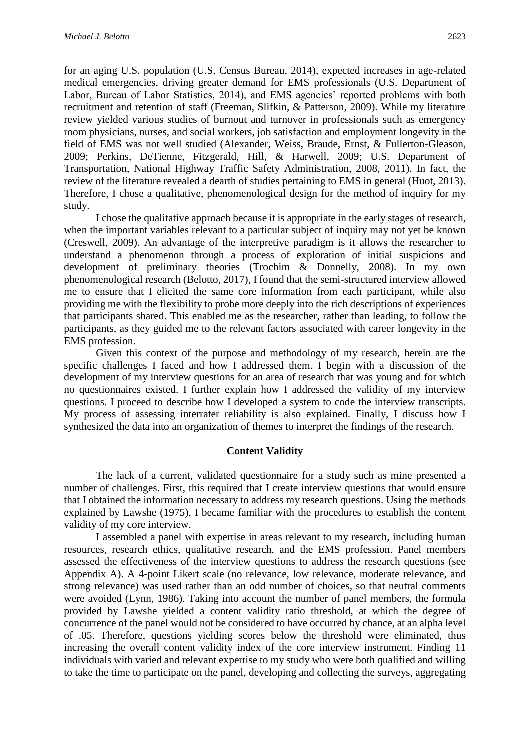for an aging U.S. population (U.S. Census Bureau, 2014), expected increases in age-related medical emergencies, driving greater demand for EMS professionals (U.S. Department of Labor, Bureau of Labor Statistics, 2014), and EMS agencies' reported problems with both recruitment and retention of staff (Freeman, Slifkin, & Patterson, 2009). While my literature review yielded various studies of burnout and turnover in professionals such as emergency room physicians, nurses, and social workers, job satisfaction and employment longevity in the field of EMS was not well studied (Alexander, Weiss, Braude, Ernst, & Fullerton-Gleason, 2009; Perkins, DeTienne, Fitzgerald, Hill, & Harwell, 2009; U.S. Department of Transportation, National Highway Traffic Safety Administration, 2008, 2011). In fact, the review of the literature revealed a dearth of studies pertaining to EMS in general (Huot, 2013). Therefore, I chose a qualitative, phenomenological design for the method of inquiry for my study.

I chose the qualitative approach because it is appropriate in the early stages of research, when the important variables relevant to a particular subject of inquiry may not yet be known (Creswell, 2009). An advantage of the interpretive paradigm is it allows the researcher to understand a phenomenon through a process of exploration of initial suspicions and development of preliminary theories (Trochim & Donnelly, 2008). In my own phenomenological research (Belotto, 2017), I found that the semi-structured interview allowed me to ensure that I elicited the same core information from each participant, while also providing me with the flexibility to probe more deeply into the rich descriptions of experiences that participants shared. This enabled me as the researcher, rather than leading, to follow the participants, as they guided me to the relevant factors associated with career longevity in the EMS profession.

Given this context of the purpose and methodology of my research, herein are the specific challenges I faced and how I addressed them. I begin with a discussion of the development of my interview questions for an area of research that was young and for which no questionnaires existed. I further explain how I addressed the validity of my interview questions. I proceed to describe how I developed a system to code the interview transcripts. My process of assessing interrater reliability is also explained. Finally, I discuss how I synthesized the data into an organization of themes to interpret the findings of the research.

## Content Validity

The lack of a current, validated questionnaire for a study such as mine presented a number of challenges. First, this required that I create interview questions that would ensure that I obtained the information necessary to address my research questions. Using the methods explained by Lawshe (1975), I became familiar with the procedures to establish the content validity of my core interview.

I assembled a panel with expertise in areas relevant to my research, including human resources, research ethics, qualitative research, and the EMS profession. Panel members assessed the effectiveness of the interview questions to address the research questions (see Appendix A). A 4-point Likert scale (no relevance, low relevance, moderate relevance, and strong relevance) was used rather than an odd number of choices, so that neutral comments were avoided (Lynn, 1986). Taking into account the number of panel members, the formula provided by Lawshe yielded a content validity ratio threshold, at which the degree of concurrence of the panel would not be considered to have occurred by chance, at an alpha level of .05. Therefore, questions yielding scores below the threshold were eliminated, thus increasing the overall content validity index of the core interview instrument. Finding 11 individuals with varied and relevant expertise to my study who were both qualified and willing to take the time to participate on the panel, developing and collecting the surveys, aggregating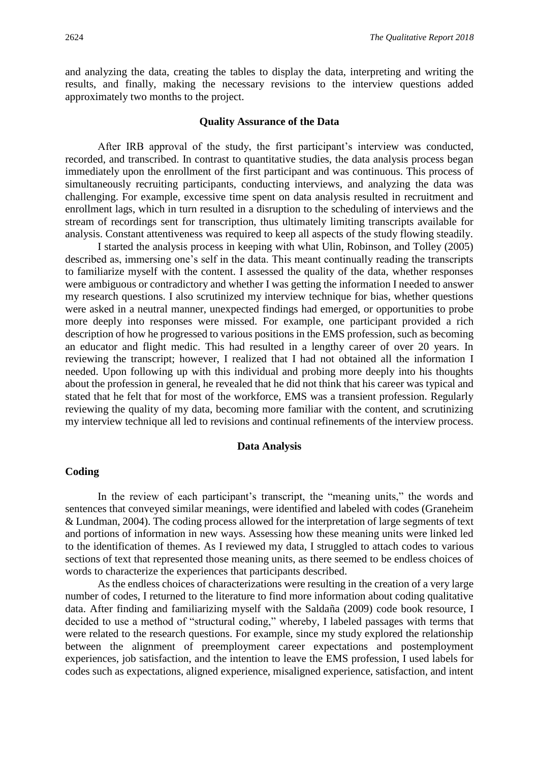and analyzing the data, creating the tables to display the data, interpreting and writing the results, and finally, making the necessary revisions to the interview questions added approximately two months to the project.

## Quality Assurance of the Data

After IRB approval of the study, the first participant's interview was conducted, recorded, and transcribed. In contrast to quantitative studies, the data analysis process began immediately upon the enrollment of the first participant and was continuous. This process of simultaneously recruiting participants, conducting interviews, and analyzing the data was challenging. For example, excessive time spent on data analysis resulted in recruitment and enrollment lags, which in turn resulted in a disruption to the scheduling of interviews and the stream of recordings sent for transcription, thus ultimately limiting transcripts available for analysis. Constant attentiveness was required to keep all aspects of the study flowing steadily.

I started the analysis process in keeping with what Ulin, Robinson, and Tolley (2005) described as, immersing one's self in the data. This meant continually reading the transcripts to familiarize myself with the content. I assessed the quality of the data, whether responses were ambiguous or contradictory and whether I was getting the information I needed to answer my research questions. I also scrutinized my interview technique for bias, whether questions were asked in a neutral manner, unexpected findings had emerged, or opportunities to probe more deeply into responses were missed. For example, one participant provided a rich description of how he progressed to various positions in the EMS profession, such as becoming an educator and flight medic. This had resulted in a lengthy career of over 20 years. In reviewing the transcript; however, I realized that I had not obtained all the information I needed. Upon following up with this individual and probing more deeply into his thoughts about the profession in general, he revealed that he did not think that his career was typical and stated that he felt that for most of the workforce, EMS was a transient profession. Regularly reviewing the quality of my data, becoming more familiar with the content, and scrutinizing my interview technique all led to revisions and continual refinements of the interview process.

## Data Analysis

### Coding

In the review of each participant's transcript, the "meaning units," the words and sentences that conveyed similar meanings, were identified and labeled with codes (Graneheim & Lundman, 2004). The coding process allowed for the interpretation of large segments of text and portions of information in new ways. Assessing how these meaning units were linked led to the identification of themes. As I reviewed my data, I struggled to attach codes to various sections of text that represented those meaning units, as there seemed to be endless choices of words to characterize the experiences that participants described.

As the endless choices of characterizations were resulting in the creation of a very large number of codes, I returned to the literature to find more information about coding qualitative data. After finding and familiarizing myself with the Saldaña (2009) code book resource, I decided to use a method of "structural coding," whereby, I labeled passages with terms that were related to the research questions. For example, since my study explored the relationship between the alignment of preemployment career expectations and postemployment experiences, job satisfaction, and the intention to leave the EMS profession, I used labels for codes such as expectations, aligned experience, misaligned experience, satisfaction, and intent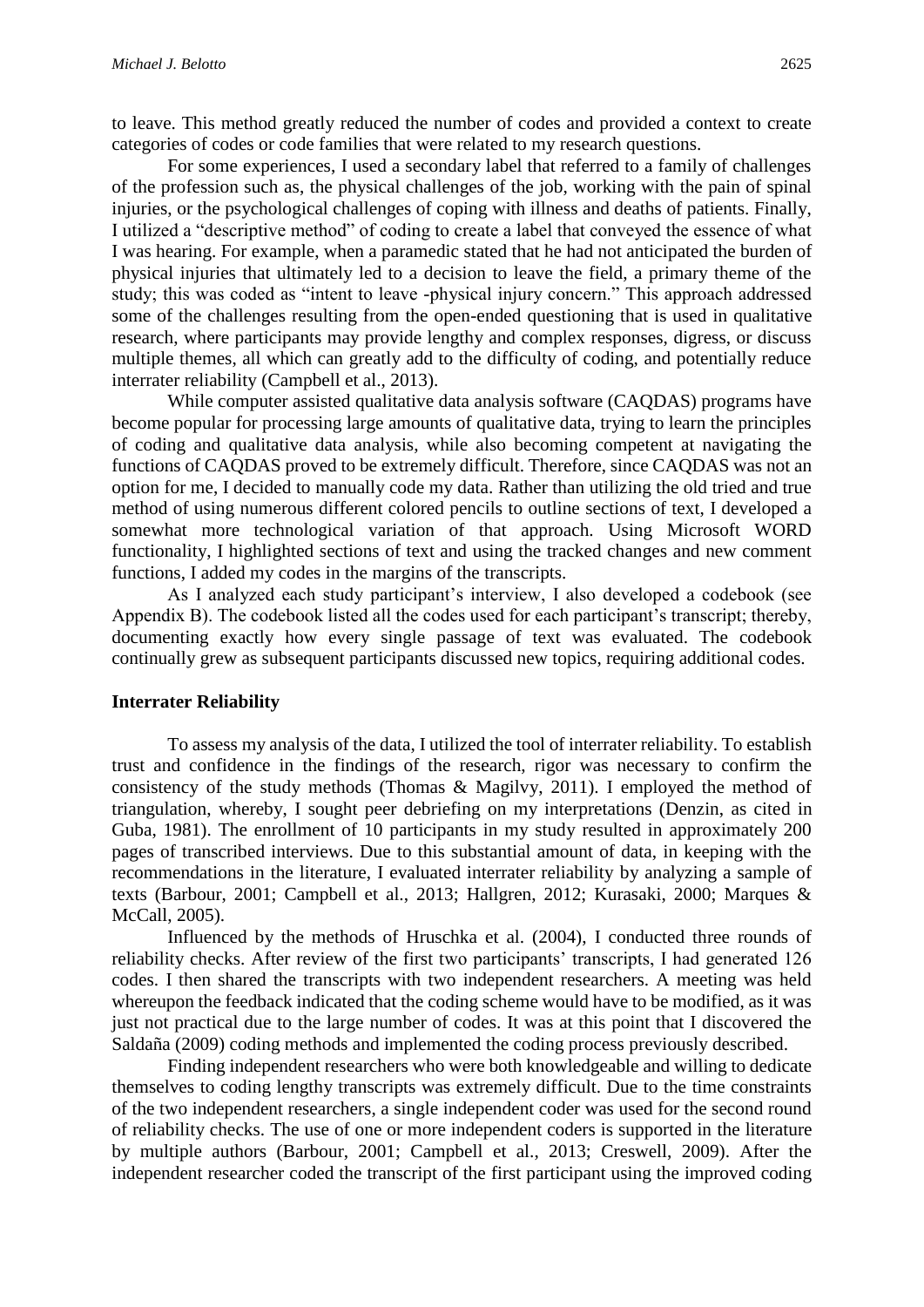to leave. This method greatly reduced the number of codes and provided a context to create categories of codes or code families that were related to my research questions.

For some experiences, I used a secondary label that referred to a family of challenges of the profession such as, the physical challenges of the job, working with the pain of spinal injuries, or the psychological challenges of coping with illness and deaths of patients. Finally, I utilized a "descriptive method" of coding to create a label that conveyed the essence of what I was hearing. For example, when a paramedic stated that he had not anticipated the burden of physical injuries that ultimately led to a decision to leave the field, a primary theme of the study; this was coded as "intent to leave -physical injury concern." This approach addressed some of the challenges resulting from the open-ended questioning that is used in qualitative research, where participants may provide lengthy and complex responses, digress, or discuss multiple themes, all which can greatly add to the difficulty of coding, and potentially reduce interrater reliability (Campbell et al., 2013).

While computer assisted qualitative data analysis software (CAQDAS) programs have become popular for processing large amounts of qualitative data, trying to learn the principles of coding and qualitative data analysis, while also becoming competent at navigating the functions of CAQDAS proved to be extremely difficult. Therefore, since CAQDAS was not an option for me, I decided to manually code my data. Rather than utilizing the old tried and true method of using numerous different colored pencils to outline sections of text, I developed a somewhat more technological variation of that approach. Using Microsoft WORD functionality, I highlighted sections of text and using the tracked changes and new comment functions, I added my codes in the margins of the transcripts.

As I analyzed each study participant's interview, I also developed a codebook (see Appendix B). The codebook listed all the codes used for each participant's transcript; thereby, documenting exactly how every single passage of text was evaluated. The codebook continually grew as subsequent participants discussed new topics, requiring additional codes.

### Interrater Reliability

To assess my analysis of the data, I utilized the tool of interrater reliability. To establish trust and confidence in the findings of the research, rigor was necessary to confirm the consistency of the study methods (Thomas & Magilvy, 2011). I employed the method of triangulation, whereby, I sought peer debriefing on my interpretations (Denzin, as cited in Guba, 1981). The enrollment of 10 participants in my study resulted in approximately 200 pages of transcribed interviews. Due to this substantial amount of data, in keeping with the recommendations in the literature, I evaluated interrater reliability by analyzing a sample of texts (Barbour, 2001; Campbell et al., 2013; Hallgren, 2012; Kurasaki, 2000; Marques & McCall, 2005).

Influenced by the methods of Hruschka et al. (2004), I conducted three rounds of reliability checks. After review of the first two participants' transcripts, I had generated 126 codes. I then shared the transcripts with two independent researchers. A meeting was held whereupon the feedback indicated that the coding scheme would have to be modified, as it was just not practical due to the large number of codes. It was at this point that I discovered the Saldaña (2009) coding methods and implemented the coding process previously described.

Finding independent researchers who were both knowledgeable and willing to dedicate themselves to coding lengthy transcripts was extremely difficult. Due to the time constraints of the two independent researchers, a single independent coder was used for the second round of reliability checks. The use of one or more independent coders is supported in the literature by multiple authors (Barbour, 2001; Campbell et al., 2013; Creswell, 2009). After the independent researcher coded the transcript of the first participant using the improved coding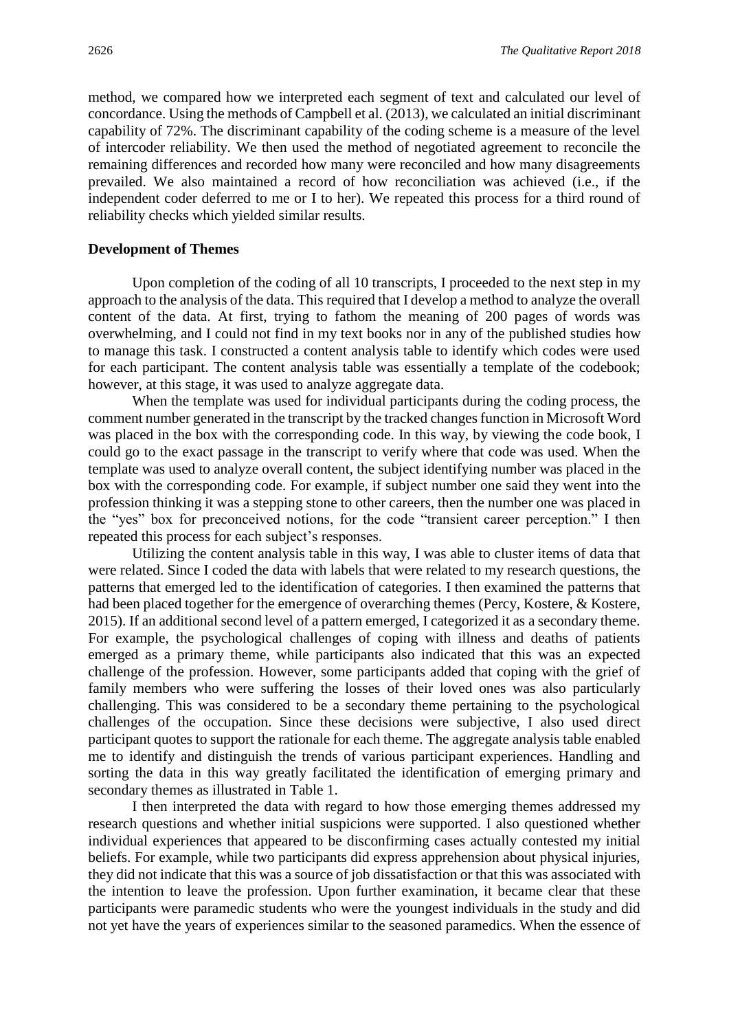method, we compared how we interpreted each segment of text and calculated our level of concordance. Using the methods of Campbell et al. (2013), we calculated an initial discriminant capability of 72%. The discriminant capability of the coding scheme is a measure of the level of intercoder reliability. We then used the method of negotiated agreement to reconcile the remaining differences and recorded how many were reconciled and how many disagreements prevailed. We also maintained a record of how reconciliation was achieved (i.e., if the independent coder deferred to me or I to her). We repeated this process for a third round of reliability checks which yielded similar results.

**Development of Themes**

Upon completion of the coding of all 10 transcripts, I proceeded to the next step in my approach to the analysis of the data. This required that I develop a method to analyze the overall content of the data. At first, trying to fathom the meaning of 200 pages of words was overwhelming, and I could not find in my text books nor in any of the published studies how to manage this task. I constructed a content analysis table to identify which codes were used for each participant. The content analysis table was essentially a template of the codebook; however, at this stage, it was used to analyze aggregate data.

When the template was used for individual participants during the coding process, the comment number generated in the transcript by the tracked changes function in Microsoft Word was placed in the box with the corresponding code. In this way, by viewing the code book, I could go to the exact passage in the transcript to verify where that code was used. When the template was used to analyze overall content, the subject identifying number was placed in the box with the corresponding code. For example, if subject number one said they went into the profession thinking it was a stepping stone to other careers, then the number one was placed in the "yes" box for preconceived notions, for the code "transient career perception." I then repeated this process for each subject's responses.

Utilizing the content analysis table in this way, I was able to cluster items of data that were related. Since I coded the data with labels that were related to my research questions, the patterns that emerged led to the identification of categories. I then examined the patterns that had been placed together for the emergence of overarching themes (Percy, Kostere, & Kostere, 2015). If an additional second level of a pattern emerged, I categorized it as a secondary theme. For example, the psychological challenges of coping with illness and deaths of patients emerged as a primary theme, while participants also indicated that this was an expected challenge of the profession. However, some participants added that coping with the grief of family members who were suffering the losses of their loved ones was also particularly challenging. This was considered to be a secondary theme pertaining to the psychological challenges of the occupation. Since these decisions were subjective, I also used direct participant quotes to support the rationale for each theme. The aggregate analysis table enabled me to identify and distinguish the trends of various participant experiences. Handling and sorting the data in this way greatly facilitated the identification of emerging primary and secondary themes as illustrated in Table 1.

I then interpreted the data with regard to how those emerging themes addressed my research questions and whether initial suspicions were supported. I also questioned whether individual experiences that appeared to be disconfirming cases actually contested my initial beliefs. For example, while two participants did express apprehension about physical injuries, they did not indicate that this was a source of job dissatisfaction or that this was associated with the intention to leave the profession. Upon further examination, it became clear that these participants were paramedic students who were the youngest individuals in the study and did not yet have the years of experiences similar to the seasoned paramedics. When the essence of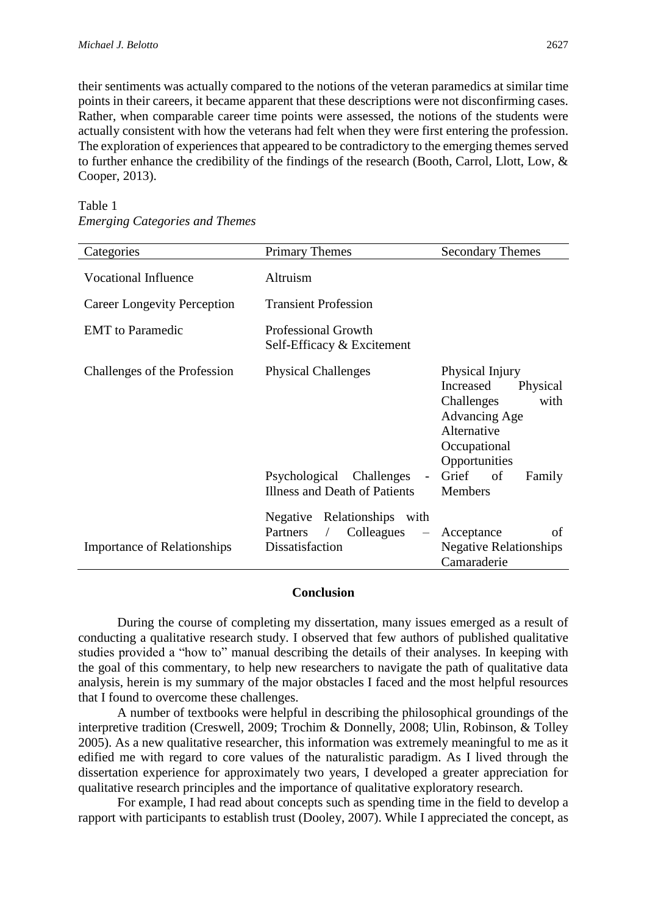their sentiments was actually compared to the notions of the veteran paramedics at similar time points in their careers, it became apparent that these descriptions were not disconfirming cases. Rather, when comparable career time points were assessed, the notions of the students were actually consistent with how the veterans had felt when they were first entering the profession. The exploration of experiences that appeared to be contradictory to the emerging themes served to further enhance the credibility of the findings of the research (Booth, Carrol, Llott, Low, & Cooper, 2013).

Table 1
*Emerging Categories and Themes*

| Categories | Primary Themes | Secondary Themes |
|---|---|---|
| Vocational Influence | Altruism | |
| Career Longevity Perception | Transient Profession | |
| EMT to Paramedic | Professional Growth<br>Self-Efficacy & Excitement | |
| Challenges of the Profession | Physical Challenges | Physical Injury<br>Increased Physical Challenges with Advancing Age<br>Alternative Occupational Opportunities |
| | Psychological Challenges - Illness and Death of Patients | Grief of Family Members |
| Importance of Relationships | Negative Relationships with Partners / Colleagues – Dissatisfaction | Acceptance of Negative Relationships<br>Camaraderie |

## Conclusion

During the course of completing my dissertation, many issues emerged as a result of conducting a qualitative research study. I observed that few authors of published qualitative studies provided a "how to" manual describing the details of their analyses. In keeping with the goal of this commentary, to help new researchers to navigate the path of qualitative data analysis, herein is my summary of the major obstacles I faced and the most helpful resources that I found to overcome these challenges.

A number of textbooks were helpful in describing the philosophical groundings of the interpretive tradition (Creswell, 2009; Trochim & Donnelly, 2008; Ulin, Robinson, & Tolley 2005). As a new qualitative researcher, this information was extremely meaningful to me as it edified me with regard to core values of the naturalistic paradigm. As I lived through the dissertation experience for approximately two years, I developed a greater appreciation for qualitative research principles and the importance of qualitative exploratory research.

For example, I had read about concepts such as spending time in the field to develop a rapport with participants to establish trust (Dooley, 2007). While I appreciated the concept, as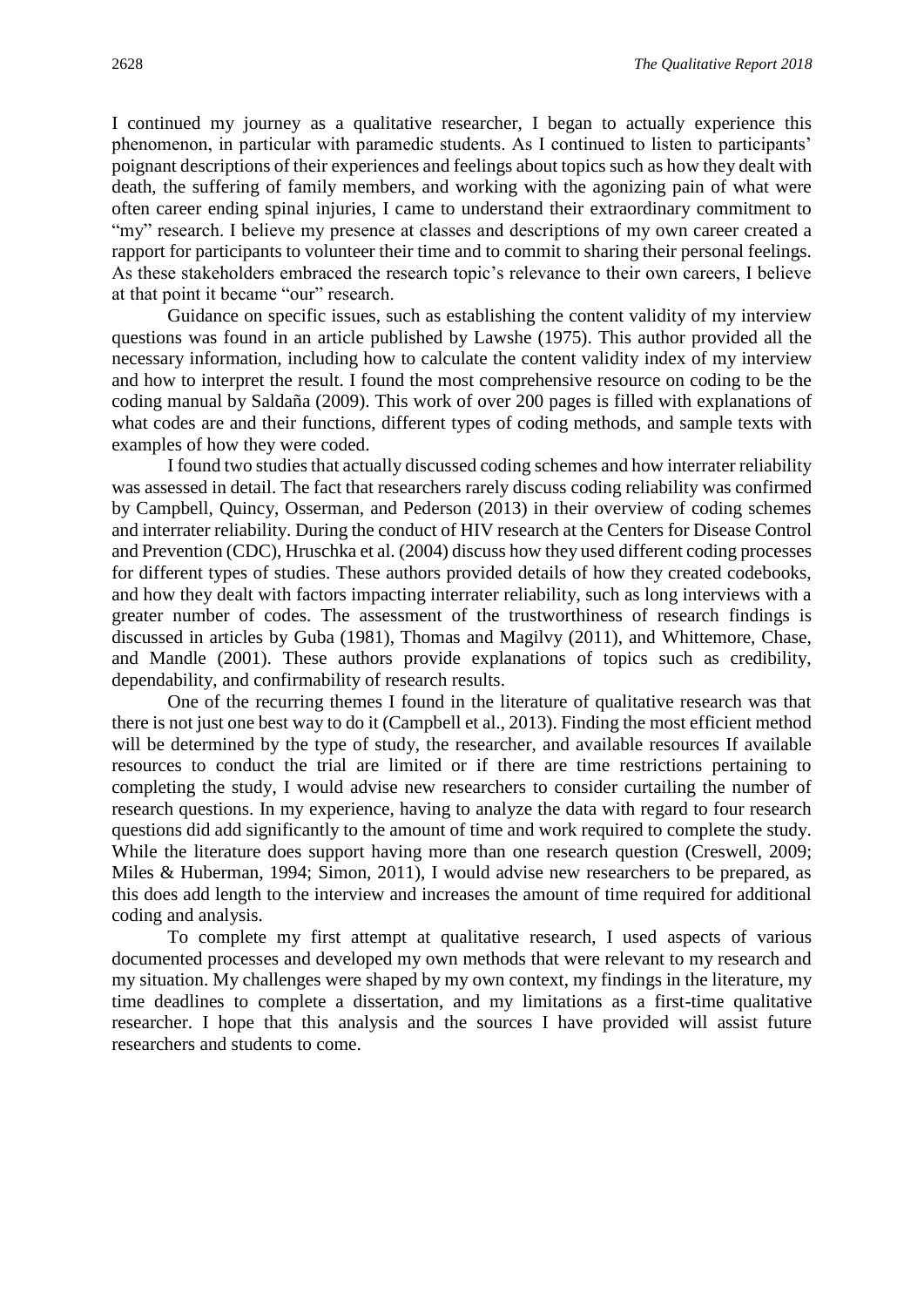I continued my journey as a qualitative researcher, I began to actually experience this phenomenon, in particular with paramedic students. As I continued to listen to participants' poignant descriptions of their experiences and feelings about topics such as how they dealt with death, the suffering of family members, and working with the agonizing pain of what were often career ending spinal injuries, I came to understand their extraordinary commitment to "my" research. I believe my presence at classes and descriptions of my own career created a rapport for participants to volunteer their time and to commit to sharing their personal feelings. As these stakeholders embraced the research topic's relevance to their own careers, I believe at that point it became "our" research.

Guidance on specific issues, such as establishing the content validity of my interview questions was found in an article published by Lawshe (1975). This author provided all the necessary information, including how to calculate the content validity index of my interview and how to interpret the result. I found the most comprehensive resource on coding to be the coding manual by Saldaña (2009). This work of over 200 pages is filled with explanations of what codes are and their functions, different types of coding methods, and sample texts with examples of how they were coded.

I found two studies that actually discussed coding schemes and how interrater reliability was assessed in detail. The fact that researchers rarely discuss coding reliability was confirmed by Campbell, Quincy, Osserman, and Pederson (2013) in their overview of coding schemes and interrater reliability. During the conduct of HIV research at the Centers for Disease Control and Prevention (CDC), Hruschka et al. (2004) discuss how they used different coding processes for different types of studies. These authors provided details of how they created codebooks, and how they dealt with factors impacting interrater reliability, such as long interviews with a greater number of codes. The assessment of the trustworthiness of research findings is discussed in articles by Guba (1981), Thomas and Magilvy (2011), and Whittemore, Chase, and Mandle (2001). These authors provide explanations of topics such as credibility, dependability, and confirmability of research results.

One of the recurring themes I found in the literature of qualitative research was that there is not just one best way to do it (Campbell et al., 2013). Finding the most efficient method will be determined by the type of study, the researcher, and available resources If available resources to conduct the trial are limited or if there are time restrictions pertaining to completing the study, I would advise new researchers to consider curtailing the number of research questions. In my experience, having to analyze the data with regard to four research questions did add significantly to the amount of time and work required to complete the study. While the literature does support having more than one research question (Creswell, 2009; Miles & Huberman, 1994; Simon, 2011), I would advise new researchers to be prepared, as this does add length to the interview and increases the amount of time required for additional coding and analysis.

To complete my first attempt at qualitative research, I used aspects of various documented processes and developed my own methods that were relevant to my research and my situation. My challenges were shaped by my own context, my findings in the literature, my time deadlines to complete a dissertation, and my limitations as a first-time qualitative researcher. I hope that this analysis and the sources I have provided will assist future researchers and students to come.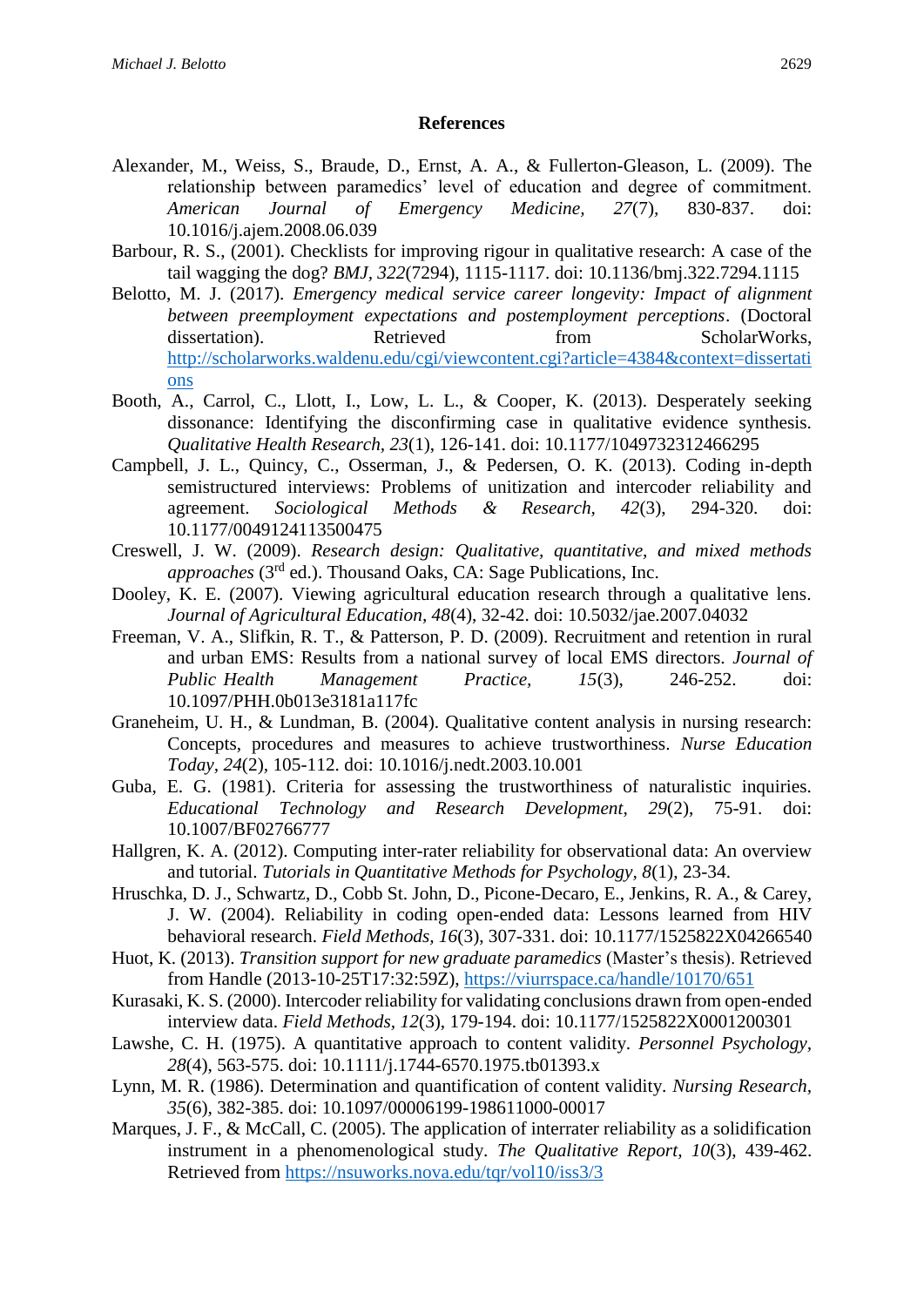## References

Alexander, M., Weiss, S., Braude, D., Ernst, A. A., & Fullerton-Gleason, L. (2009). The relationship between paramedics' level of education and degree of commitment. *American Journal of Emergency Medicine, 27*(7), 830-837. doi: 10.1016/j.ajem.2008.06.039

Barbour, R. S., (2001). Checklists for improving rigour in qualitative research: A case of the tail wagging the dog? *BMJ, 322*(7294), 1115-1117. doi: 10.1136/bmj.322.7294.1115

Belotto, M. J. (2017). *Emergency medical service career longevity: Impact of alignment between preemployment expectations and postemployment perceptions*. (Doctoral dissertation). Retrieved from ScholarWorks, http://scholarworks.waldenu.edu/cgi/viewcontent.cgi?article=4384&context=dissertations

Booth, A., Carrol, C., Llott, I., Low, L. L., & Cooper, K. (2013). Desperately seeking dissonance: Identifying the disconfirming case in qualitative evidence synthesis. *Qualitative Health Research, 23*(1), 126-141. doi: 10.1177/1049732312466295

Campbell, J. L., Quincy, C., Osserman, J., & Pedersen, O. K. (2013). Coding in-depth semistructured interviews: Problems of unitization and intercoder reliability and agreement. *Sociological Methods & Research, 42*(3), 294-320. doi: 10.1177/0049124113500475

Creswell, J. W. (2009). *Research design: Qualitative, quantitative, and mixed methods approaches* (3rd ed.). Thousand Oaks, CA: Sage Publications, Inc.

Dooley, K. E. (2007). Viewing agricultural education research through a qualitative lens. *Journal of Agricultural Education, 48*(4), 32-42. doi: 10.5032/jae.2007.04032

Freeman, V. A., Slifkin, R. T., & Patterson, P. D. (2009). Recruitment and retention in rural and urban EMS: Results from a national survey of local EMS directors. *Journal of Public Health Management Practice, 15*(3), 246-252. doi: 10.1097/PHH.0b013e3181a117fc

Graneheim, U. H., & Lundman, B. (2004). Qualitative content analysis in nursing research: Concepts, procedures and measures to achieve trustworthiness. *Nurse Education Today, 24*(2), 105-112. doi: 10.1016/j.nedt.2003.10.001

Guba, E. G. (1981). Criteria for assessing the trustworthiness of naturalistic inquiries. *Educational Technology and Research Development, 29*(2), 75-91. doi: 10.1007/BF02766777

Hallgren, K. A. (2012). Computing inter-rater reliability for observational data: An overview and tutorial. *Tutorials in Quantitative Methods for Psychology, 8*(1), 23-34.

Hruschka, D. J., Schwartz, D., Cobb St. John, D., Picone-Decaro, E., Jenkins, R. A., & Carey, J. W. (2004). Reliability in coding open-ended data: Lessons learned from HIV behavioral research. *Field Methods, 16*(3), 307-331. doi: 10.1177/1525822X04266540

Huot, K. (2013). *Transition support for new graduate paramedics* (Master's thesis). Retrieved from Handle (2013-10-25T17:32:59Z), https://viurrspace.ca/handle/10170/651

Kurasaki, K. S. (2000). Intercoder reliability for validating conclusions drawn from open-ended interview data. *Field Methods, 12*(3), 179-194. doi: 10.1177/1525822X0001200301

Lawshe, C. H. (1975). A quantitative approach to content validity. *Personnel Psychology, 28*(4), 563-575. doi: 10.1111/j.1744-6570.1975.tb01393.x

Lynn, M. R. (1986). Determination and quantification of content validity. *Nursing Research, 35*(6), 382-385. doi: 10.1097/00006199-198611000-00017

Marques, J. F., & McCall, C. (2005). The application of interrater reliability as a solidification instrument in a phenomenological study. *The Qualitative Report, 10*(3), 439-462. Retrieved from https://nsuworks.nova.edu/tqr/vol10/iss3/3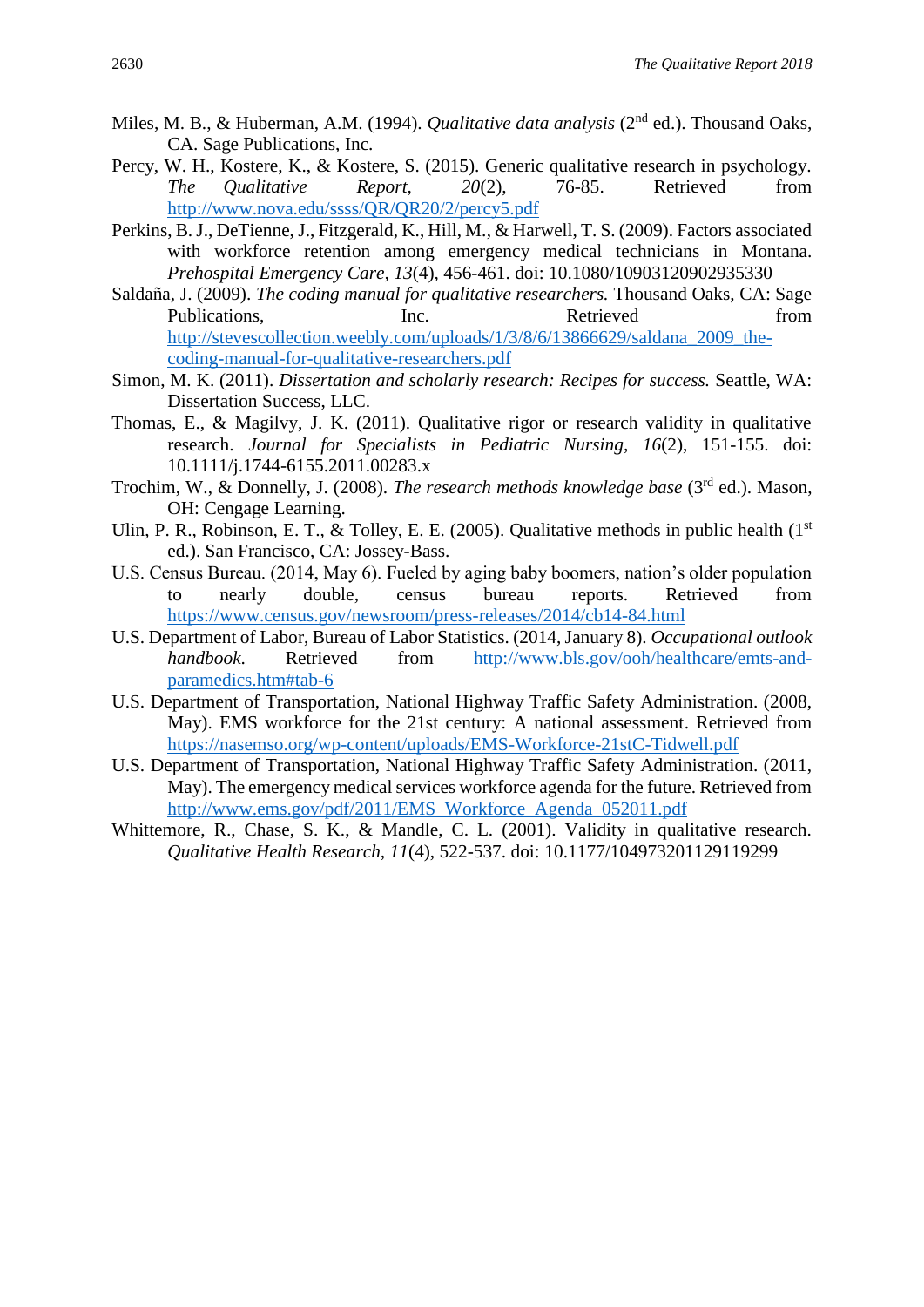Miles, M. B., & Huberman, A.M. (1994). *Qualitative data analysis* (2nd ed.). Thousand Oaks, CA. Sage Publications, Inc.

Percy, W. H., Kostere, K., & Kostere, S. (2015). Generic qualitative research in psychology. *The Qualitative Report, 20*(2), 76-85. Retrieved from http://www.nova.edu/ssss/QR/QR20/2/percy5.pdf

Perkins, B. J., DeTienne, J., Fitzgerald, K., Hill, M., & Harwell, T. S. (2009). Factors associated with workforce retention among emergency medical technicians in Montana. *Prehospital Emergency Care, 13*(4), 456-461. doi: 10.1080/10903120902935330

Saldaña, J. (2009). *The coding manual for qualitative researchers.* Thousand Oaks, CA: Sage Publications, Inc. Retrieved from http://stevescollection.weebly.com/uploads/1/3/8/6/13866629/saldana_2009_the-coding-manual-for-qualitative-researchers.pdf

Simon, M. K. (2011). *Dissertation and scholarly research: Recipes for success.* Seattle, WA: Dissertation Success, LLC.

Thomas, E., & Magilvy, J. K. (2011). Qualitative rigor or research validity in qualitative research. *Journal for Specialists in Pediatric Nursing, 16*(2), 151-155. doi: 10.1111/j.1744-6155.2011.00283.x

Trochim, W., & Donnelly, J. (2008). *The research methods knowledge base* (3rd ed.). Mason, OH: Cengage Learning.

Ulin, P. R., Robinson, E. T., & Tolley, E. E. (2005). Qualitative methods in public health (1st ed.). San Francisco, CA: Jossey-Bass.

U.S. Census Bureau. (2014, May 6). Fueled by aging baby boomers, nation's older population to nearly double, census bureau reports. Retrieved from https://www.census.gov/newsroom/press-releases/2014/cb14-84.html

U.S. Department of Labor, Bureau of Labor Statistics. (2014, January 8). *Occupational outlook handbook.* Retrieved from http://www.bls.gov/ooh/healthcare/emts-and-paramedics.htm#tab-6

U.S. Department of Transportation, National Highway Traffic Safety Administration. (2008, May). EMS workforce for the 21st century: A national assessment. Retrieved from https://nasemso.org/wp-content/uploads/EMS-Workforce-21stC-Tidwell.pdf

U.S. Department of Transportation, National Highway Traffic Safety Administration. (2011, May). The emergency medical services workforce agenda for the future. Retrieved from http://www.ems.gov/pdf/2011/EMS_Workforce_Agenda_052011.pdf

Whittemore, R., Chase, S. K., & Mandle, C. L. (2001). Validity in qualitative research. *Qualitative Health Research, 11*(4), 522-537. doi: 10.1177/104973201129119299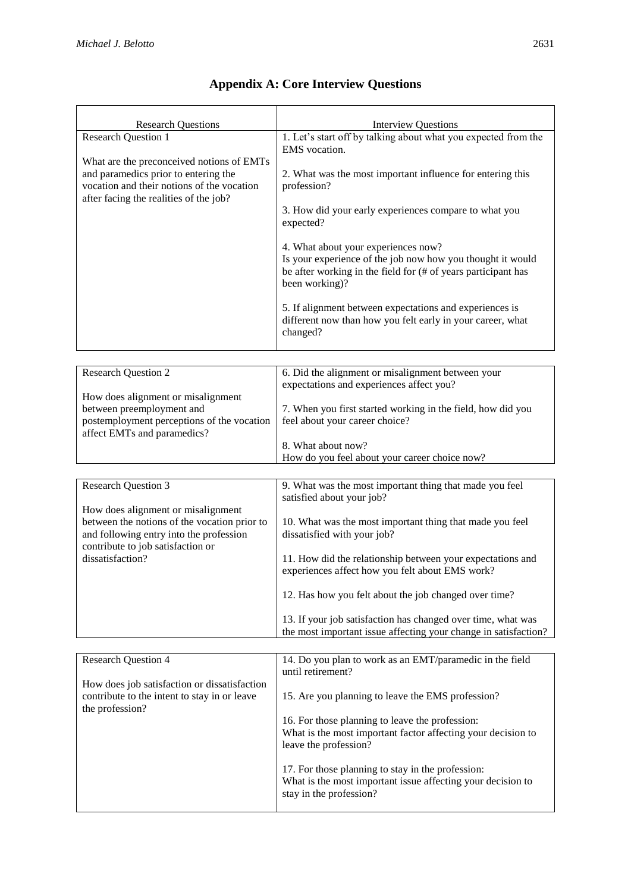# Appendix A: Core Interview Questions

| Research Questions | Interview Questions |
|---|---|
| Research Question 1<br><br>What are the preconceived notions of EMTs and paramedics prior to entering the vocation and their notions of the vocation after facing the realities of the job? | 1. Let's start off by talking about what you expected from the EMS vocation.<br><br>2. What was the most important influence for entering this profession?<br><br>3. How did your early experiences compare to what you expected?<br><br>4. What about your experiences now?<br>Is your experience of the job now how you thought it would be after working in the field for (# of years participant has been working)?<br><br>5. If alignment between expectations and experiences is different now than how you felt early in your career, what changed? |
| Research Question 2<br><br>How does alignment or misalignment between preemployment and postemployment perceptions of the vocation affect EMTs and paramedics? | 6. Did the alignment or misalignment between your expectations and experiences affect you?<br><br>7. When you first started working in the field, how did you feel about your career choice?<br><br>8. What about now?<br>How do you feel about your career choice now? |
| Research Question 3<br><br>How does alignment or misalignment between the notions of the vocation prior to and following entry into the profession contribute to job satisfaction or dissatisfaction? | 9. What was the most important thing that made you feel satisfied about your job?<br><br>10. What was the most important thing that made you feel dissatisfied with your job?<br><br>11. How did the relationship between your expectations and experiences affect how you felt about EMS work?<br><br>12. Has how you felt about the job changed over time?<br><br>13. If your job satisfaction has changed over time, what was the most important issue affecting your change in satisfaction? |
| Research Question 4<br><br>How does job satisfaction or dissatisfaction contribute to the intent to stay in or leave the profession? | 14. Do you plan to work as an EMT/paramedic in the field until retirement?<br><br>15. Are you planning to leave the EMS profession?<br><br>16. For those planning to leave the profession:<br>What is the most important factor affecting your decision to leave the profession?<br><br>17. For those planning to stay in the profession:<br>What is the most important issue affecting your decision to stay in the profession? |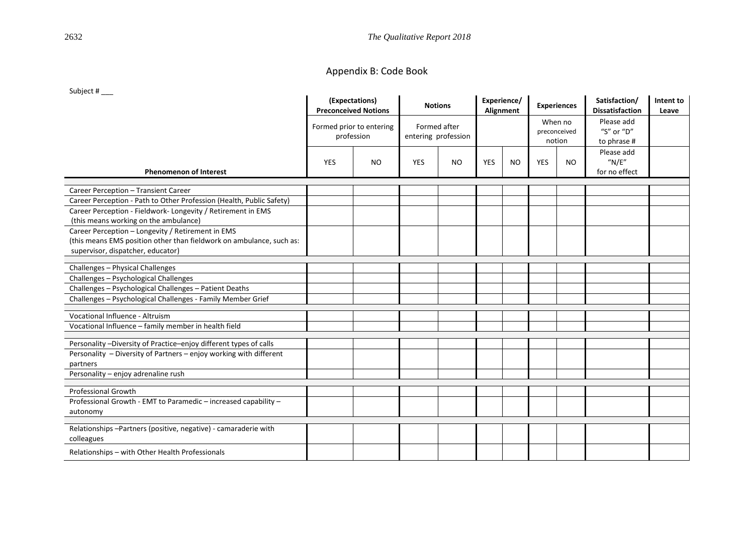## Appendix B: Code Book

Subject # ___

| Phenomenon of Interest | (Expectations) Preconceived Notions | | Notions | | Experience/ Alignment | | Experiences | | Satisfaction/ Dissatisfaction | Intent to Leave |
|---|---|---|---|---|---|---|---|---|---|---|
| | Formed prior to entering profession | | Formed after entering profession | | | | When no preconceived notion | | Please add "S" or "D" to phrase # | |
| | YES | NO | YES | NO | YES | NO | YES | NO | Please add "N/E" for no effect | |
| Career Perception – Transient Career | | | | | | | | | | |
| Career Perception - Path to Other Profession (Health, Public Safety) | | | | | | | | | | |
| Career Perception - Fieldwork- Longevity / Retirement in EMS (this means working on the ambulance) | | | | | | | | | | |
| Career Perception – Longevity / Retirement in EMS (this means EMS position other than fieldwork on ambulance, such as: supervisor, dispatcher, educator) | | | | | | | | | | |
| Challenges – Physical Challenges | | | | | | | | | | |
| Challenges – Psychological Challenges | | | | | | | | | | |
| Challenges – Psychological Challenges – Patient Deaths | | | | | | | | | | |
| Challenges – Psychological Challenges - Family Member Grief | | | | | | | | | | |
| Vocational Influence - Altruism | | | | | | | | | | |
| Vocational Influence – family member in health field | | | | | | | | | | |
| Personality –Diversity of Practice–enjoy different types of calls | | | | | | | | | | |
| Personality – Diversity of Partners – enjoy working with different partners | | | | | | | | | | |
| Personality – enjoy adrenaline rush | | | | | | | | | | |
| Professional Growth | | | | | | | | | | |
| Professional Growth - EMT to Paramedic – increased capability – autonomy | | | | | | | | | | |
| Relationships –Partners (positive, negative) - camaraderie with colleagues | | | | | | | | | | |
| Relationships – with Other Health Professionals | | | | | | | | | | |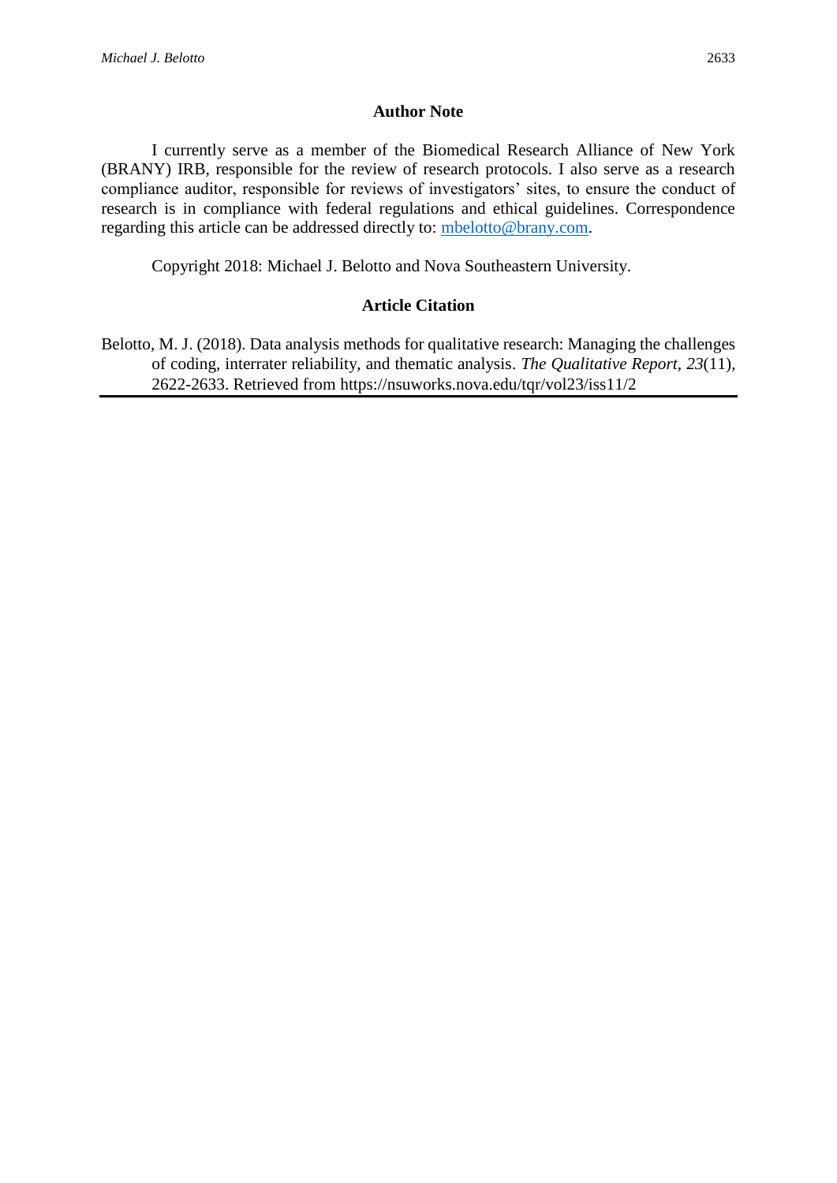## Author Note

I currently serve as a member of the Biomedical Research Alliance of New York (BRANY) IRB, responsible for the review of research protocols. I also serve as a research compliance auditor, responsible for reviews of investigators' sites, to ensure the conduct of research is in compliance with federal regulations and ethical guidelines. Correspondence regarding this article can be addressed directly to: mbelotto@brany.com.

Copyright 2018: Michael J. Belotto and Nova Southeastern University.

## Article Citation

Belotto, M. J. (2018). Data analysis methods for qualitative research: Managing the challenges of coding, interrater reliability, and thematic analysis. *The Qualitative Report, 23*(11), 2622-2633. Retrieved from https://nsuworks.nova.edu/tqr/vol23/iss11/2